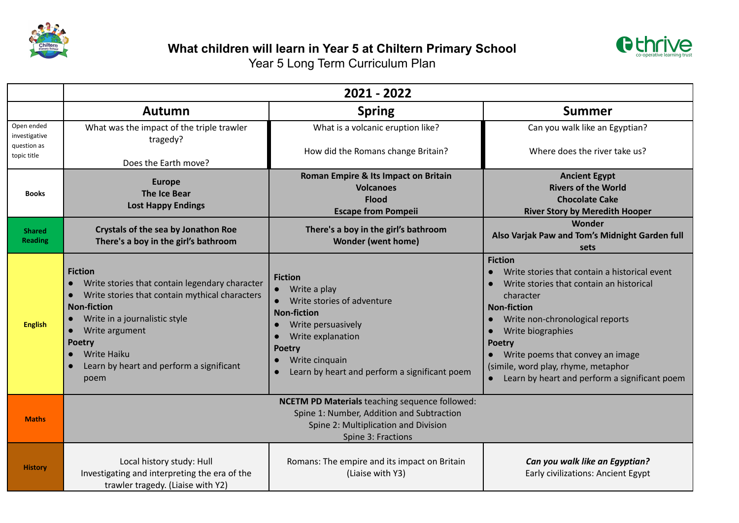# What children will learn in Year 5 at Chiltern Primary School

Year 5 Long Term Curriculum Plan

| | 2021 - 2022 | | |
|---|---|---|---|
| | **Autumn** | **Spring** | **Summer** |
| Open ended investigative question as topic title | What was the impact of the triple trawler tragedy?<br><br>Does the Earth move? | What is a volcanic eruption like?<br><br>How did the Romans change Britain? | Can you walk like an Egyptian?<br><br>Where does the river take us? |
| **Books** | **Europe**<br>**The Ice Bear**<br>**Lost Happy Endings** | **Roman Empire & Its Impact on Britain**<br>**Volcanoes**<br>**Flood**<br>**Escape from Pompeii** | **Ancient Egypt**<br>**Rivers of the World**<br>**Chocolate Cake**<br>**River Story by Meredith Hooper** |
| **Shared Reading** | **Crystals of the sea by Jonathon Roe**<br>**There's a boy in the girl's bathroom** | **There's a boy in the girl's bathroom**<br>**Wonder (went home)** | **Wonder**<br>**Also Varjak Paw and Tom's Midnight Garden full sets** |
| **English** | **Fiction**<br>● Write stories that contain legendary character<br>● Write stories that contain mythical characters<br>**Non-fiction**<br>● Write in a journalistic style<br>● Write argument<br>**Poetry**<br>● Write Haiku<br>● Learn by heart and perform a significant poem | **Fiction**<br>● Write a play<br>● Write stories of adventure<br>**Non-fiction**<br>● Write persuasively<br>● Write explanation<br>**Poetry**<br>● Write cinquain<br>● Learn by heart and perform a significant poem | **Fiction**<br>● Write stories that contain a historical event<br>● Write stories that contain an historical character<br>**Non-fiction**<br>● Write non-chronological reports<br>● Write biographies<br>**Poetry**<br>● Write poems that convey an image (simile, word play, rhyme, metaphor<br>● Learn by heart and perform a significant poem |
| **Maths** | **NCETM PD Materials** teaching sequence followed:<br>Spine 1: Number, Addition and Subtraction<br>Spine 2: Multiplication and Division<br>Spine 3: Fractions | | |
| **History** | Local history study: Hull<br>Investigating and interpreting the era of the trawler tragedy. (Liaise with Y2) | Romans: The empire and its impact on Britain (Liaise with Y3) | ***Can you walk like an Egyptian?***<br>Early civilizations: Ancient Egypt |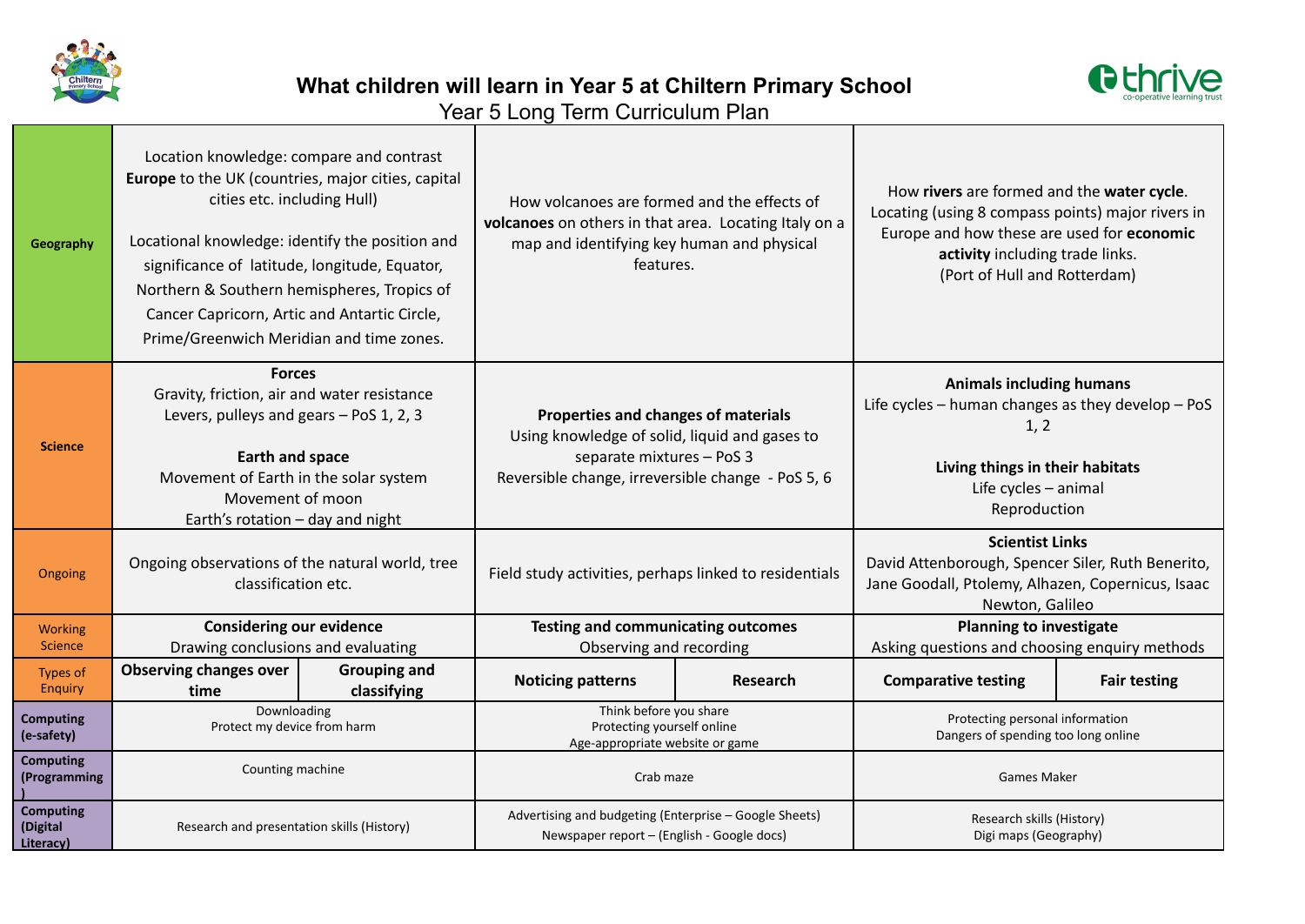# What children will learn in Year 5 at Chiltern Primary School

Year 5 Long Term Curriculum Plan

| | | | | | | |
|---|---|---|---|---|---|---|
| **Geography** | Location knowledge: compare and contrast **Europe** to the UK (countries, major cities, capital cities etc. including Hull)<br><br>Locational knowledge: identify the position and significance of latitude, longitude, Equator, Northern & Southern hemispheres, Tropics of Cancer Capricorn, Artic and Antartic Circle, Prime/Greenwich Meridian and time zones. | | How volcanoes are formed and the effects of **volcanoes** on others in that area. Locating Italy on a map and identifying key human and physical features. | | How **rivers** are formed and the **water cycle**. Locating (using 8 compass points) major rivers in Europe and how these are used for **economic activity** including trade links. (Port of Hull and Rotterdam) | |
| **Science** | **Forces**<br>Gravity, friction, air and water resistance<br>Levers, pulleys and gears – PoS 1, 2, 3<br><br>**Earth and space**<br>Movement of Earth in the solar system<br>Movement of moon<br>Earth's rotation – day and night | | **Properties and changes of materials**<br>Using knowledge of solid, liquid and gases to separate mixtures – PoS 3<br>Reversible change, irreversible change - PoS 5, 6 | | **Animals including humans**<br>Life cycles – human changes as they develop – PoS 1, 2<br><br>**Living things in their habitats**<br>Life cycles – animal<br>Reproduction | |
| Ongoing | Ongoing observations of the natural world, tree classification etc. | | Field study activities, perhaps linked to residentials | | **Scientist Links**<br>David Attenborough, Spencer Siler, Ruth Benerito, Jane Goodall, Ptolemy, Alhazen, Copernicus, Isaac Newton, Galileo | |
| Working Science | **Considering our evidence**<br>Drawing conclusions and evaluating | | **Testing and communicating outcomes**<br>Observing and recording | | **Planning to investigate**<br>Asking questions and choosing enquiry methods | |
| Types of Enquiry | **Observing changes over time** | **Grouping and classifying** | **Noticing patterns** | **Research** | **Comparative testing** | **Fair testing** |
| **Computing (e-safety)** | Downloading<br>Protect my device from harm | | Think before you share<br>Protecting yourself online<br>Age-appropriate website or game | | Protecting personal information<br>Dangers of spending too long online | |
| **Computing (Programming)** | Counting machine | | Crab maze | | Games Maker | |
| **Computing (Digital Literacy)** | Research and presentation skills (History) | | Advertising and budgeting (Enterprise – Google Sheets)<br>Newspaper report – (English - Google docs) | | Research skills (History)<br>Digi maps (Geography) | |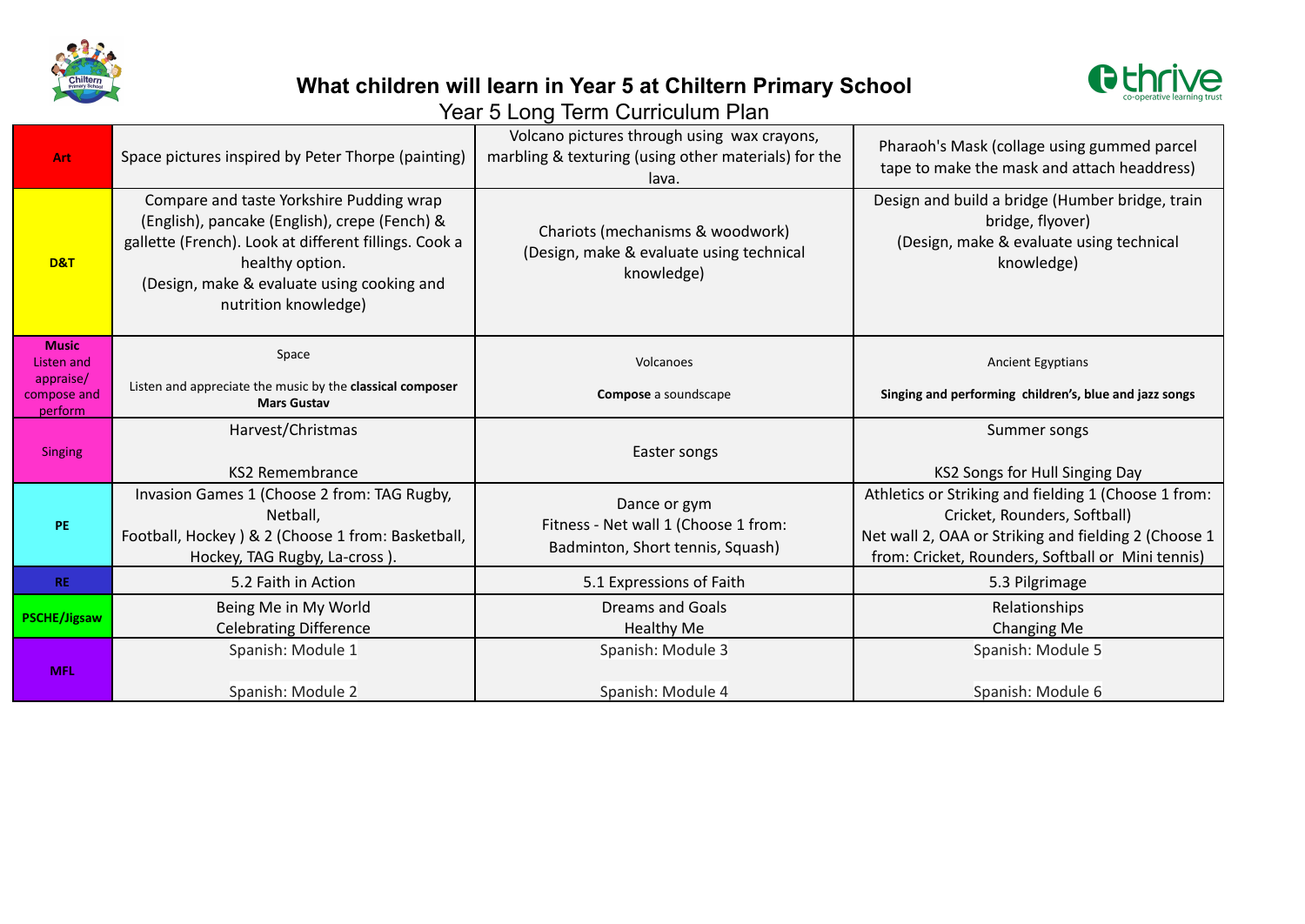# What children will learn in Year 5 at Chiltern Primary School

Year 5 Long Term Curriculum Plan

| | | | |
|---|---|---|---|
| **Art** | Space pictures inspired by Peter Thorpe (painting) | Volcano pictures through using wax crayons, marbling & texturing (using other materials) for the lava. | Pharaoh's Mask (collage using gummed parcel tape to make the mask and attach headdress) |
| **D&T** | Compare and taste Yorkshire Pudding wrap (English), pancake (English), crepe (Fench) & gallette (French). Look at different fillings. Cook a healthy option. (Design, make & evaluate using cooking and nutrition knowledge) | Chariots (mechanisms & woodwork) (Design, make & evaluate using technical knowledge) | Design and build a bridge (Humber bridge, train bridge, flyover) (Design, make & evaluate using technical knowledge) |
| **Music** Listen and appraise/ compose and perform | Space<br><br>Listen and appreciate the music by the **classical composer Mars Gustav** | Volcanoes<br><br>**Compose** a soundscape | Ancient Egyptians<br><br>**Singing and performing children's, blue and jazz songs** |
| Singing | Harvest/Christmas<br><br>KS2 Remembrance | Easter songs | Summer songs<br><br>KS2 Songs for Hull Singing Day |
| **PE** | Invasion Games 1 (Choose 2 from: TAG Rugby, Netball, Football, Hockey ) & 2 (Choose 1 from: Basketball, Hockey, TAG Rugby, La-cross ). | Dance or gym<br>Fitness - Net wall 1 (Choose 1 from: Badminton, Short tennis, Squash) | Athletics or Striking and fielding 1 (Choose 1 from: Cricket, Rounders, Softball)<br>Net wall 2, OAA or Striking and fielding 2 (Choose 1 from: Cricket, Rounders, Softball or Mini tennis) |
| **RE** | 5.2 Faith in Action | 5.1 Expressions of Faith | 5.3 Pilgrimage |
| **PSCHE/Jigsaw** | Being Me in My World<br>Celebrating Difference | Dreams and Goals<br>Healthy Me | Relationships<br>Changing Me |
| **MFL** | Spanish: Module 1<br><br>Spanish: Module 2 | Spanish: Module 3<br><br>Spanish: Module 4 | Spanish: Module 5<br><br>Spanish: Module 6 |